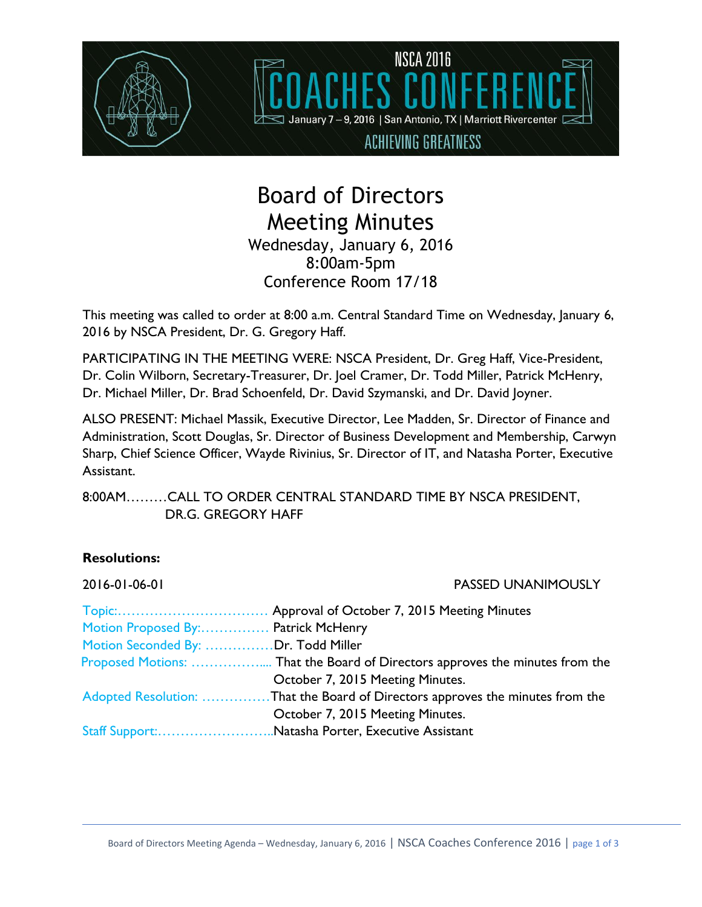NSCA 2016

COACHES CONFERENCE

January 7 – 9, 2016 | San Antonio, TX | Marriott Rivercenter

ACHIEVING GREATNESS

# Board of Directors Meeting Minutes

Wednesday, January 6, 2016
8:00am-5pm
Conference Room 17/18

This meeting was called to order at 8:00 a.m. Central Standard Time on Wednesday, January 6, 2016 by NSCA President, Dr. G. Gregory Haff.

PARTICIPATING IN THE MEETING WERE: NSCA President, Dr. Greg Haff, Vice-President, Dr. Colin Wilborn, Secretary-Treasurer, Dr. Joel Cramer, Dr. Todd Miller, Patrick McHenry, Dr. Michael Miller, Dr. Brad Schoenfeld, Dr. David Szymanski, and Dr. David Joyner.

ALSO PRESENT: Michael Massik, Executive Director, Lee Madden, Sr. Director of Finance and Administration, Scott Douglas, Sr. Director of Business Development and Membership, Carwyn Sharp, Chief Science Officer, Wayde Rivinius, Sr. Director of IT, and Natasha Porter, Executive Assistant.

8:00AM………CALL TO ORDER CENTRAL STANDARD TIME BY NSCA PRESIDENT, DR.G. GREGORY HAFF

**Resolutions:**

2016-01-06-01 PASSED UNANIMOUSLY

Topic:……………………………. Approval of October 7, 2015 Meeting Minutes

Motion Proposed By:…………… Patrick McHenry

Motion Seconded By: ……………Dr. Todd Miller

Proposed Motions: …………….... That the Board of Directors approves the minutes from the October 7, 2015 Meeting Minutes.

Adopted Resolution: ……………That the Board of Directors approves the minutes from the October 7, 2015 Meeting Minutes.

Staff Support:……………………..Natasha Porter, Executive Assistant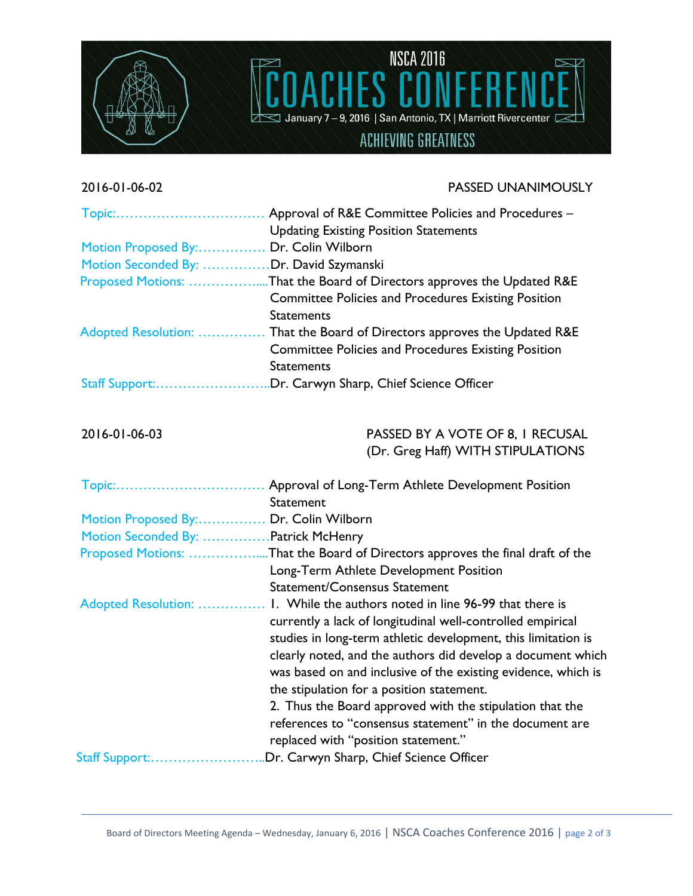2016-01-06-02 PASSED UNANIMOUSLY

| | |
|---|---|
| Topic: | Approval of R&E Committee Policies and Procedures – Updating Existing Position Statements |
| Motion Proposed By: | Dr. Colin Wilborn |
| Motion Seconded By: | Dr. David Szymanski |
| Proposed Motions: | That the Board of Directors approves the Updated R&E Committee Policies and Procedures Existing Position Statements |
| Adopted Resolution: | That the Board of Directors approves the Updated R&E Committee Policies and Procedures Existing Position Statements |
| Staff Support: | Dr. Carwyn Sharp, Chief Science Officer |

2016-01-06-03 PASSED BY A VOTE OF 8, 1 RECUSAL (Dr. Greg Haff) WITH STIPULATIONS

| | |
|---|---|
| Topic: | Approval of Long-Term Athlete Development Position Statement |
| Motion Proposed By: | Dr. Colin Wilborn |
| Motion Seconded By: | Patrick McHenry |
| Proposed Motions: | That the Board of Directors approves the final draft of the Long-Term Athlete Development Position Statement/Consensus Statement |
| Adopted Resolution: | 1. While the authors noted in line 96-99 that there is currently a lack of longitudinal well-controlled empirical studies in long-term athletic development, this limitation is clearly noted, and the authors did develop a document which was based on and inclusive of the existing evidence, which is the stipulation for a position statement. 2. Thus the Board approved with the stipulation that the references to "consensus statement" in the document are replaced with "position statement." |
| Staff Support: | Dr. Carwyn Sharp, Chief Science Officer |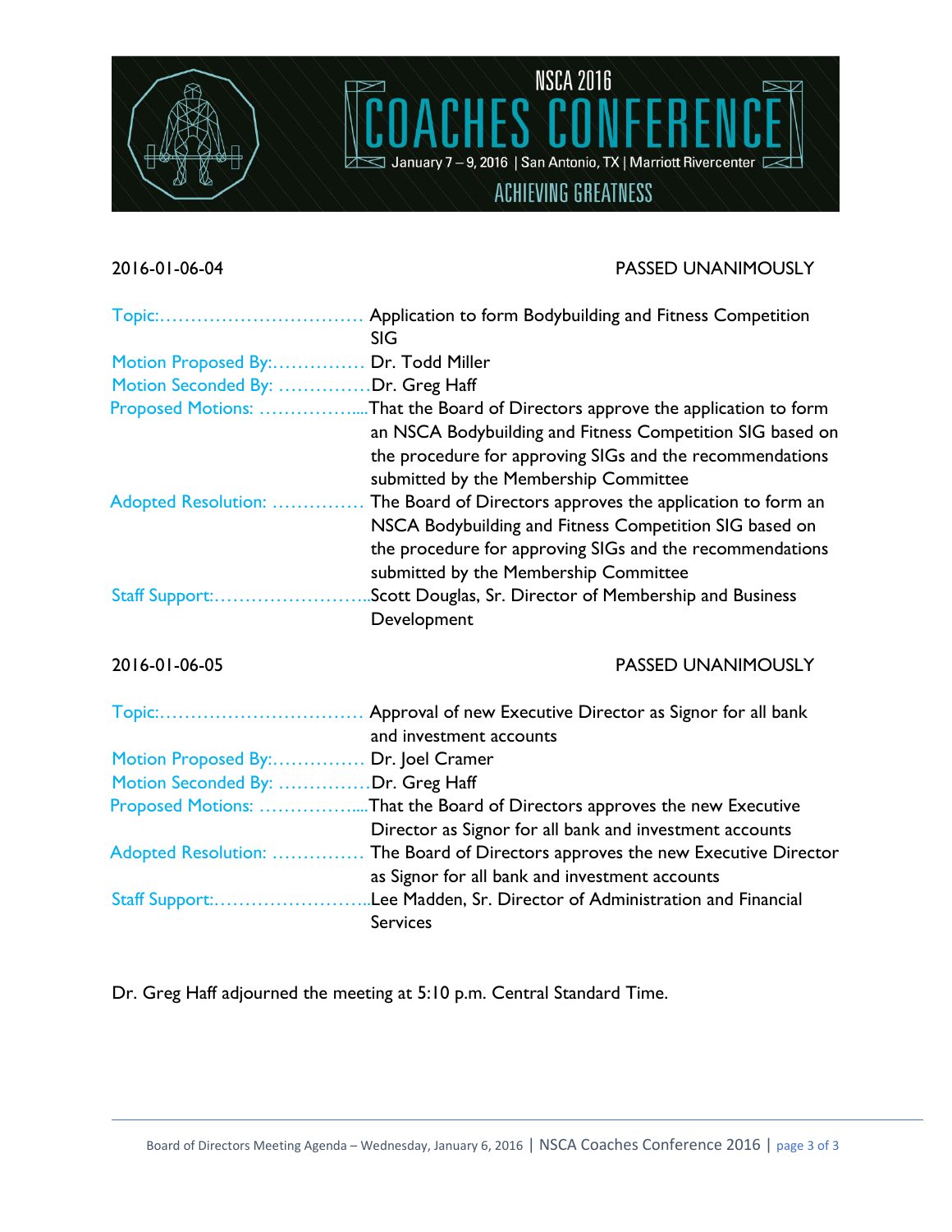2016-01-06-04 PASSED UNANIMOUSLY

| | |
|---|---|
| Topic: | Application to form Bodybuilding and Fitness Competition SIG |
| Motion Proposed By: | Dr. Todd Miller |
| Motion Seconded By: | Dr. Greg Haff |
| Proposed Motions: | That the Board of Directors approve the application to form an NSCA Bodybuilding and Fitness Competition SIG based on the procedure for approving SIGs and the recommendations submitted by the Membership Committee |
| Adopted Resolution: | The Board of Directors approves the application to form an NSCA Bodybuilding and Fitness Competition SIG based on the procedure for approving SIGs and the recommendations submitted by the Membership Committee |
| Staff Support: | Scott Douglas, Sr. Director of Membership and Business Development |

2016-01-06-05 PASSED UNANIMOUSLY

| | |
|---|---|
| Topic: | Approval of new Executive Director as Signor for all bank and investment accounts |
| Motion Proposed By: | Dr. Joel Cramer |
| Motion Seconded By: | Dr. Greg Haff |
| Proposed Motions: | That the Board of Directors approves the new Executive Director as Signor for all bank and investment accounts |
| Adopted Resolution: | The Board of Directors approves the new Executive Director as Signor for all bank and investment accounts |
| Staff Support: | Lee Madden, Sr. Director of Administration and Financial Services |

Dr. Greg Haff adjourned the meeting at 5:10 p.m. Central Standard Time.